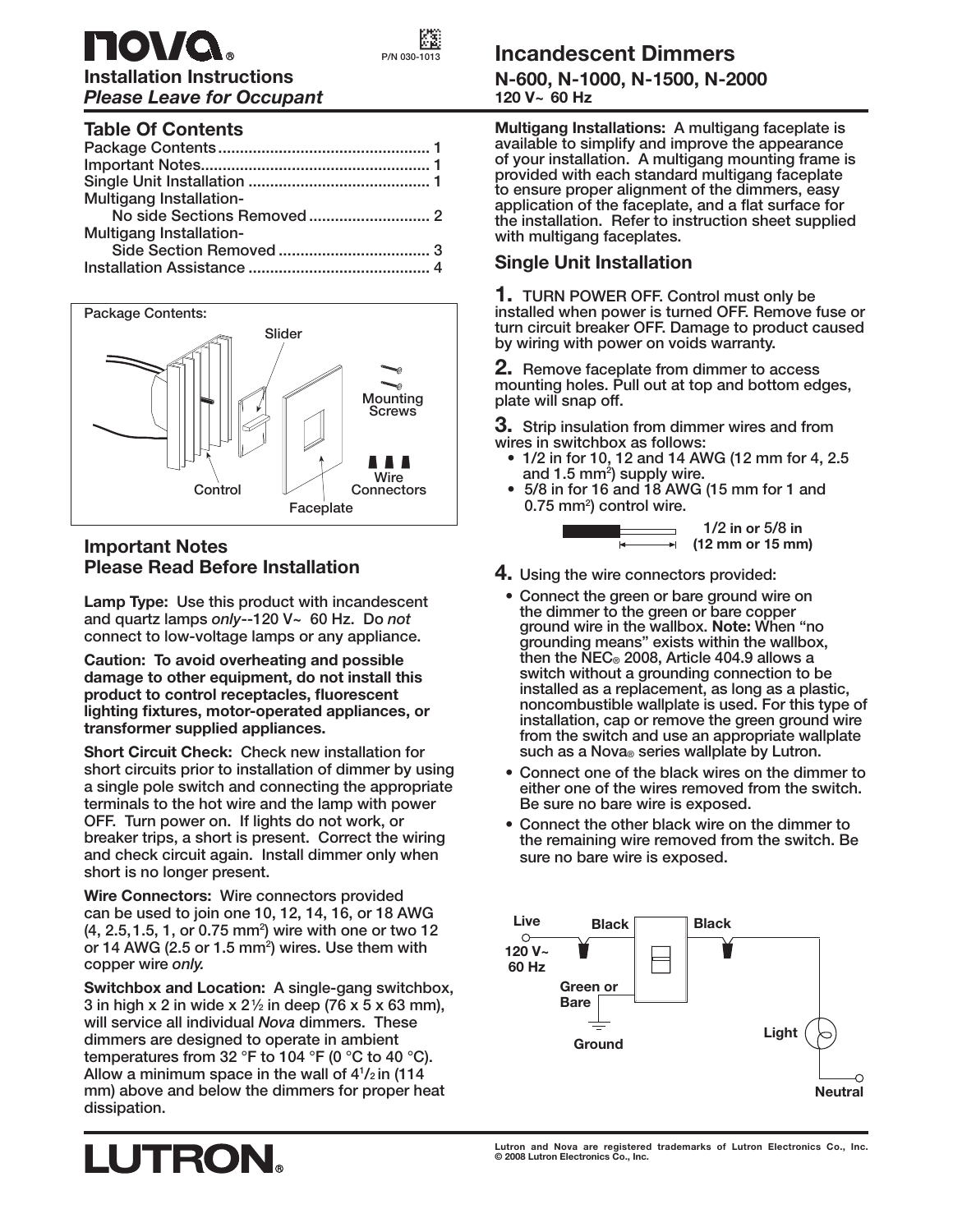# nova®

**Installation Instructions**
***Please Leave for Occupant***

P/N 030-1013

# Incandescent Dimmers
## N-600, N-1000, N-1500, N-2000
**120 V~ 60 Hz**

## Table Of Contents

Package Contents ................................................ 1
Important Notes..................................................... 1
Single Unit Installation .......................................... 1
Multigang Installation-
    No side Sections Removed ............................ 2
Multigang Installation-
    Side Section Removed ................................... 3
Installation Assistance .......................................... 4

Package Contents:

Slider
Mounting Screws
Wire Connectors
Control
Faceplate

## Important Notes
## Please Read Before Installation

**Lamp Type:** Use this product with incandescent and quartz lamps *only*--120 V~ 60 Hz. Do *not* connect to low-voltage lamps or any appliance.

**Caution: To avoid overheating and possible damage to other equipment, do not install this product to control receptacles, fluorescent lighting fixtures, motor-operated appliances, or transformer supplied appliances.**

**Short Circuit Check:** Check new installation for short circuits prior to installation of dimmer by using a single pole switch and connecting the appropriate terminals to the hot wire and the lamp with power OFF. Turn power on. If lights do not work, or breaker trips, a short is present. Correct the wiring and check circuit again. Install dimmer only when short is no longer present.

**Wire Connectors:** Wire connectors provided can be used to join one 10, 12, 14, 16, or 18 AWG (4, 2.5, 1.5, 1, or 0.75 mm²) wire with one or two 12 or 14 AWG (2.5 or 1.5 mm²) wires. Use them with copper wire *only.*

**Switchbox and Location:** A single-gang switchbox, 3 in high x 2 in wide x 2½ in deep (76 x 5 x 63 mm), will service all individual *Nova* dimmers. These dimmers are designed to operate in ambient temperatures from 32 °F to 104 °F (0 °C to 40 °C). Allow a minimum space in the wall of 4½ in (114 mm) above and below the dimmers for proper heat dissipation.

**Multigang Installations:** A multigang faceplate is available to simplify and improve the appearance of your installation. A multigang mounting frame is provided with each standard multigang faceplate to ensure proper alignment of the dimmers, easy application of the faceplate, and a flat surface for the installation. Refer to instruction sheet supplied with multigang faceplates.

## Single Unit Installation

**1.** TURN POWER OFF. Control must only be installed when power is turned OFF. Remove fuse or turn circuit breaker OFF. Damage to product caused by wiring with power on voids warranty.

**2.** Remove faceplate from dimmer to access mounting holes. Pull out at top and bottom edges, plate will snap off.

**3.** Strip insulation from dimmer wires and from wires in switchbox as follows:
- 1/2 in for 10, 12 and 14 AWG (12 mm for 4, 2.5 and 1.5 mm²) supply wire.
- 5/8 in for 16 and 18 AWG (15 mm for 1 and 0.75 mm²) control wire.

1/2 in or 5/8 in (12 mm or 15 mm)

**4.** Using the wire connectors provided:
- Connect the green or bare ground wire on the dimmer to the green or bare copper ground wire in the wallbox. **Note:** When "no grounding means" exists within the wallbox, then the NEC® 2008, Article 404.9 allows a switch without a grounding connection to be installed as a replacement, as long as a plastic, noncombustible wallplate is used. For this type of installation, cap or remove the green ground wire from the switch and use an appropriate wallplate such as a Nova® series wallplate by Lutron.
- Connect one of the black wires on the dimmer to either one of the wires removed from the switch. Be sure no bare wire is exposed.
- Connect the other black wire on the dimmer to the remaining wire removed from the switch. Be sure no bare wire is exposed.

Live 120 V~ 60 Hz
Black
Black
Green or Bare
Ground
Light
Neutral

**LUTRON®**

Lutron and Nova are registered trademarks of Lutron Electronics Co., Inc.
© 2008 Lutron Electronics Co., Inc.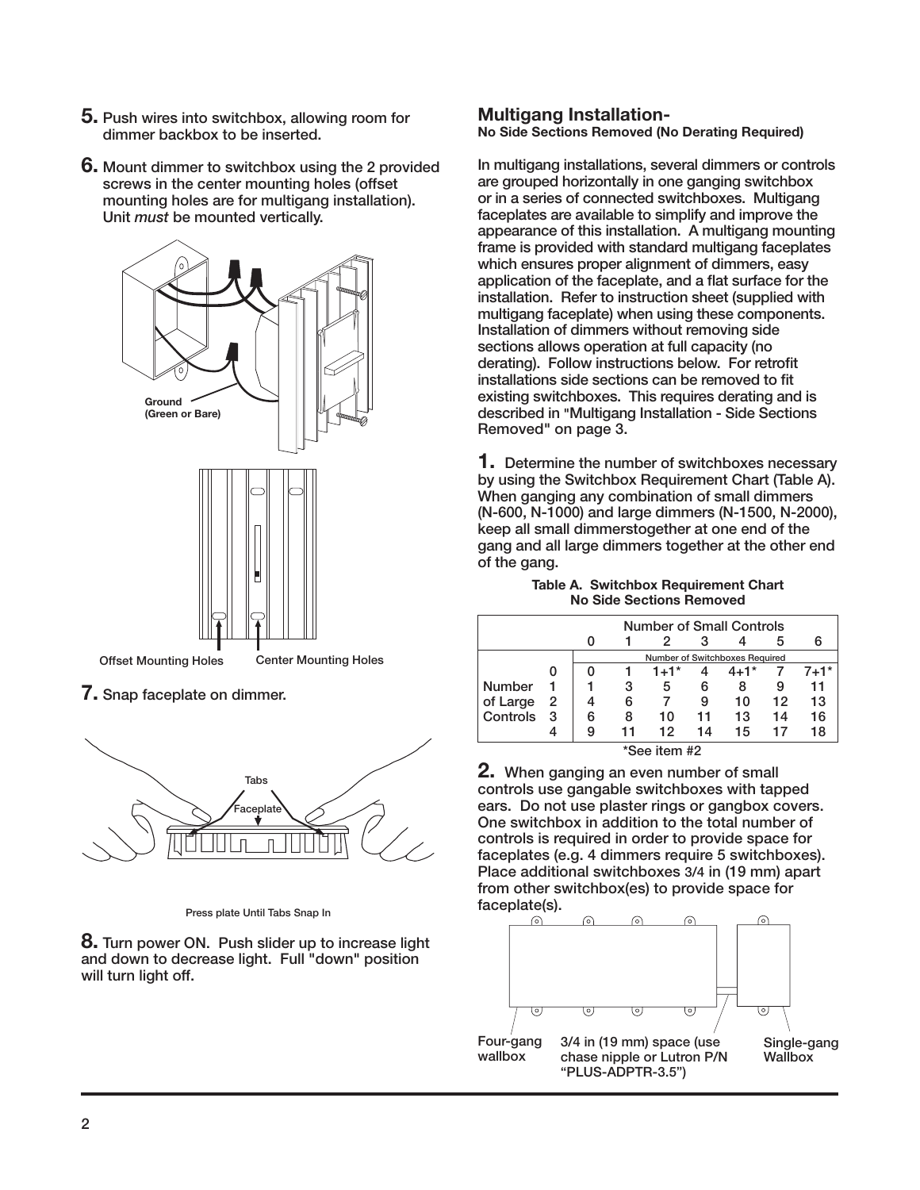5. Push wires into switchbox, allowing room for dimmer backbox to be inserted.

6. Mount dimmer to switchbox using the 2 provided screws in the center mounting holes (offset mounting holes are for multigang installation). Unit *must* be mounted vertically.

Ground (Green or Bare)

Offset Mounting Holes    Center Mounting Holes

7. Snap faceplate on dimmer.

Tabs

Faceplate

Press plate Until Tabs Snap In

8. Turn power ON. Push slider up to increase light and down to decrease light. Full "down" position will turn light off.

## Multigang Installation-

**No Side Sections Removed (No Derating Required)**

In multigang installations, several dimmers or controls are grouped horizontally in one ganging switchbox or in a series of connected switchboxes. Multigang faceplates are available to simplify and improve the appearance of this installation. A multigang mounting frame is provided with standard multigang faceplates which ensures proper alignment of dimmers, easy application of the faceplate, and a flat surface for the installation. Refer to instruction sheet (supplied with multigang faceplate) when using these components. Installation of dimmers without removing side sections allows operation at full capacity (no derating). Follow instructions below. For retrofit installations side sections can be removed to fit existing switchboxes. This requires derating and is described in "Multigang Installation - Side Sections Removed" on page 3.

1. Determine the number of switchboxes necessary by using the Switchbox Requirement Chart (Table A). When ganging any combination of small dimmers (N-600, N-1000) and large dimmers (N-1500, N-2000), keep all small dimmerstogether at one end of the gang and all large dimmers together at the other end of the gang.

**Table A. Switchbox Requirement Chart**
**No Side Sections Removed**

| | | Number of Small Controls | | | | | | |
|---|---|---|---|---|---|---|---|---|
| | | 0 | 1 | 2 | 3 | 4 | 5 | 6 |
| | | Number of Switchboxes Required | | | | | | |
| | 0 | 0 | 1 | 1+1* | 4 | 4+1* | 7 | 7+1* |
| Number | 1 | 1 | 3 | 5 | 6 | 8 | 9 | 11 |
| of Large | 2 | 4 | 6 | 7 | 9 | 10 | 12 | 13 |
| Controls | 3 | 6 | 8 | 10 | 11 | 13 | 14 | 16 |
| | 4 | 9 | 11 | 12 | 14 | 15 | 17 | 18 |

*See item #2

2. When ganging an even number of small controls use gangable switchboxes with tapped ears. Do not use plaster rings or gangbox covers. One switchbox in addition to the total number of controls is required in order to provide space for faceplates (e.g. 4 dimmers require 5 switchboxes). Place additional switchboxes 3/4 in (19 mm) apart from other switchbox(es) to provide space for faceplate(s).

Four-gang wallbox    3/4 in (19 mm) space (use chase nipple or Lutron P/N "PLUS-ADPTR-3.5")    Single-gang Wallbox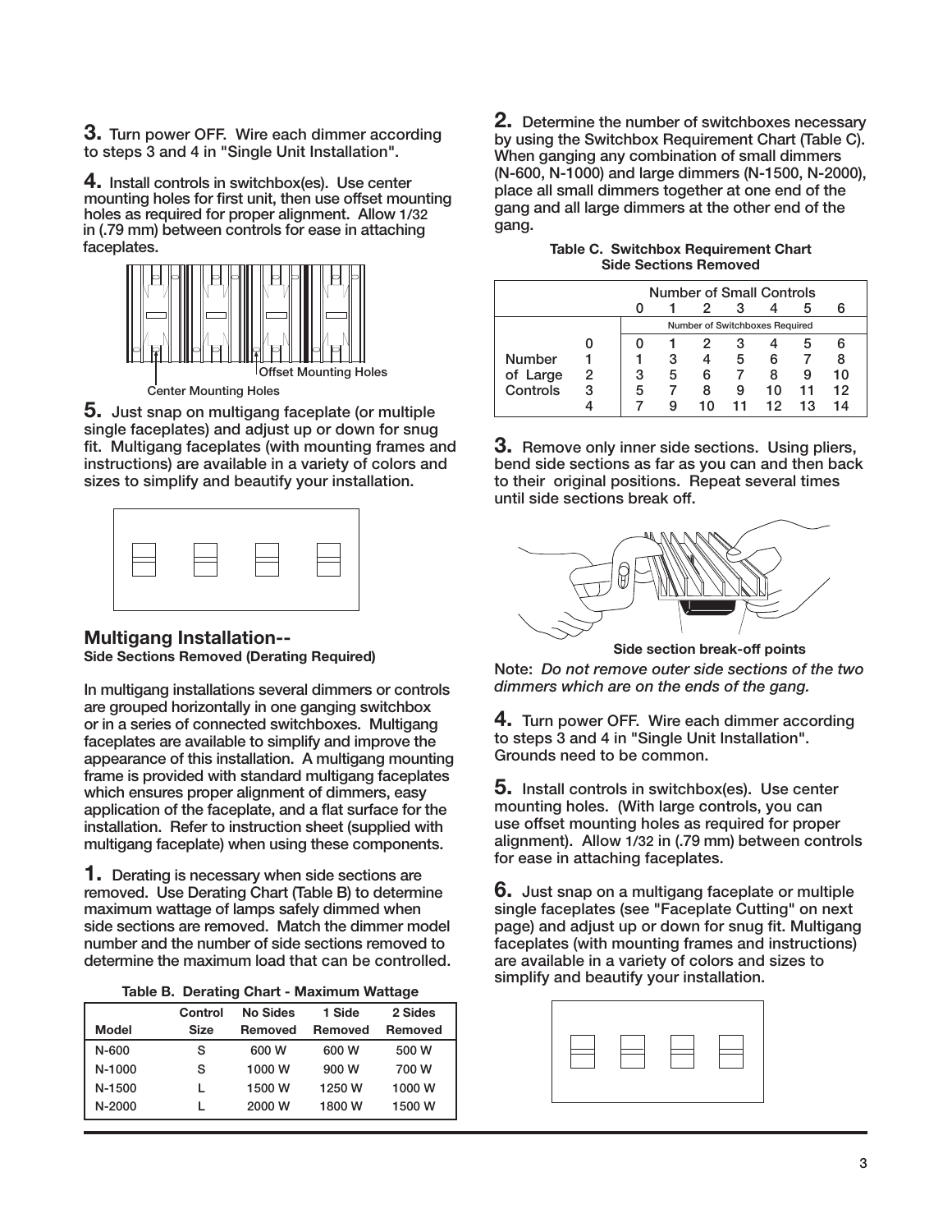**3.** Turn power OFF. Wire each dimmer according to steps 3 and 4 in "Single Unit Installation".

**4.** Install controls in switchbox(es). Use center mounting holes for first unit, then use offset mounting holes as required for proper alignment. Allow 1/32 in (.79 mm) between controls for ease in attaching faceplates.

Offset Mounting Holes

Center Mounting Holes

**5.** Just snap on multigang faceplate (or multiple single faceplates) and adjust up or down for snug fit. Multigang faceplates (with mounting frames and instructions) are available in a variety of colors and sizes to simplify and beautify your installation.

## Multigang Installation--

**Side Sections Removed (Derating Required)**

In multigang installations several dimmers or controls are grouped horizontally in one ganging switchbox or in a series of connected switchboxes. Multigang faceplates are available to simplify and improve the appearance of this installation. A multigang mounting frame is provided with standard multigang faceplates which ensures proper alignment of dimmers, easy application of the faceplate, and a flat surface for the installation. Refer to instruction sheet (supplied with multigang faceplate) when using these components.

**1.** Derating is necessary when side sections are removed. Use Derating Chart (Table B) to determine maximum wattage of lamps safely dimmed when side sections are removed. Match the dimmer model number and the number of side sections removed to determine the maximum load that can be controlled.

**Table B. Derating Chart - Maximum Wattage**

| Model | Control Size | No Sides Removed | 1 Side Removed | 2 Sides Removed |
|---|---|---|---|---|
| N-600 | S | 600 W | 600 W | 500 W |
| N-1000 | S | 1000 W | 900 W | 700 W |
| N-1500 | L | 1500 W | 1250 W | 1000 W |
| N-2000 | L | 2000 W | 1800 W | 1500 W |

**2.** Determine the number of switchboxes necessary by using the Switchbox Requirement Chart (Table C). When ganging any combination of small dimmers (N-600, N-1000) and large dimmers (N-1500, N-2000), place all small dimmers together at one end of the gang and all large dimmers at the other end of the gang.

**Table C. Switchbox Requirement Chart**
**Side Sections Removed**

| | | Number of Small Controls | | | | | | |
|---|---|---|---|---|---|---|---|---|
| | | 0 | 1 | 2 | 3 | 4 | 5 | 6 |
| | | Number of Switchboxes Required | | | | | | |
| Number of Large Controls | 0 | 0 | 1 | 2 | 3 | 4 | 5 | 6 |
| | 1 | 1 | 3 | 4 | 5 | 6 | 7 | 8 |
| | 2 | 3 | 5 | 6 | 7 | 8 | 9 | 10 |
| | 3 | 5 | 7 | 8 | 9 | 10 | 11 | 12 |
| | 4 | 7 | 9 | 10 | 11 | 12 | 13 | 14 |

**3.** Remove only inner side sections. Using pliers, bend side sections as far as you can and then back to their original positions. Repeat several times until side sections break off.

**Side section break-off points**

Note: *Do not remove outer side sections of the two dimmers which are on the ends of the gang.*

**4.** Turn power OFF. Wire each dimmer according to steps 3 and 4 in "Single Unit Installation". Grounds need to be common.

**5.** Install controls in switchbox(es). Use center mounting holes. (With large controls, you can use offset mounting holes as required for proper alignment). Allow 1/32 in (.79 mm) between controls for ease in attaching faceplates.

**6.** Just snap on a multigang faceplate or multiple single faceplates (see "Faceplate Cutting" on next page) and adjust up or down for snug fit. Multigang faceplates (with mounting frames and instructions) are available in a variety of colors and sizes to simplify and beautify your installation.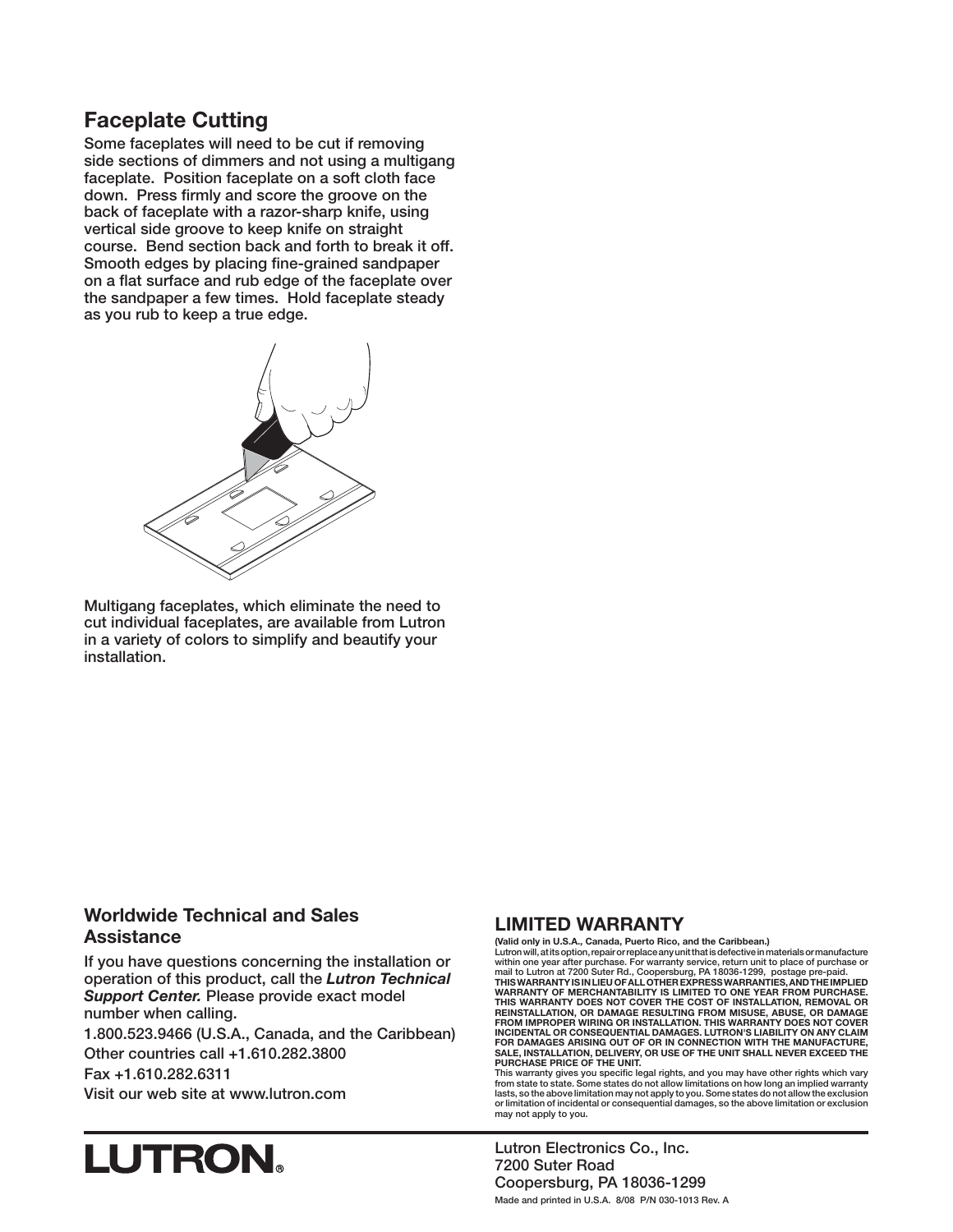## Faceplate Cutting

Some faceplates will need to be cut if removing side sections of dimmers and not using a multigang faceplate. Position faceplate on a soft cloth face down. Press firmly and score the groove on the back of faceplate with a razor-sharp knife, using vertical side groove to keep knife on straight course. Bend section back and forth to break it off. Smooth edges by placing fine-grained sandpaper on a flat surface and rub edge of the faceplate over the sandpaper a few times. Hold faceplate steady as you rub to keep a true edge.

Multigang faceplates, which eliminate the need to cut individual faceplates, are available from Lutron in a variety of colors to simplify and beautify your installation.

### Worldwide Technical and Sales Assistance

If you have questions concerning the installation or operation of this product, call the ***Lutron Technical Support Center.*** Please provide exact model number when calling.

1.800.523.9466 (U.S.A., Canada, and the Caribbean)

Other countries call +1.610.282.3800

Fax +1.610.282.6311

Visit our web site at www.lutron.com

## LIMITED WARRANTY

**(Valid only in U.S.A., Canada, Puerto Rico, and the Caribbean.)**

Lutron will, at its option, repair or replace any unit that is defective in materials or manufacture within one year after purchase. For warranty service, return unit to place of purchase or mail to Lutron at 7200 Suter Rd., Coopersburg, PA 18036-1299, postage pre-paid.

**THIS WARRANTY IS IN LIEU OF ALL OTHER EXPRESS WARRANTIES, AND THE IMPLIED WARRANTY OF MERCHANTABILITY IS LIMITED TO ONE YEAR FROM PURCHASE. THIS WARRANTY DOES NOT COVER THE COST OF INSTALLATION, REMOVAL OR REINSTALLATION, OR DAMAGE RESULTING FROM MISUSE, ABUSE, OR DAMAGE FROM IMPROPER WIRING OR INSTALLATION. THIS WARRANTY DOES NOT COVER INCIDENTAL OR CONSEQUENTIAL DAMAGES. LUTRON'S LIABILITY ON ANY CLAIM FOR DAMAGES ARISING OUT OF OR IN CONNECTION WITH THE MANUFACTURE, SALE, INSTALLATION, DELIVERY, OR USE OF THE UNIT SHALL NEVER EXCEED THE PURCHASE PRICE OF THE UNIT.**

This warranty gives you specific legal rights, and you may have other rights which vary from state to state. Some states do not allow limitations on how long an implied warranty lasts, so the above limitation may not apply to you. Some states do not allow the exclusion or limitation of incidental or consequential damages, so the above limitation or exclusion may not apply to you.

**LUTRON®**

Lutron Electronics Co., Inc.
7200 Suter Road
Coopersburg, PA 18036-1299

Made and printed in U.S.A. 8/08 P/N 030-1013 Rev. A